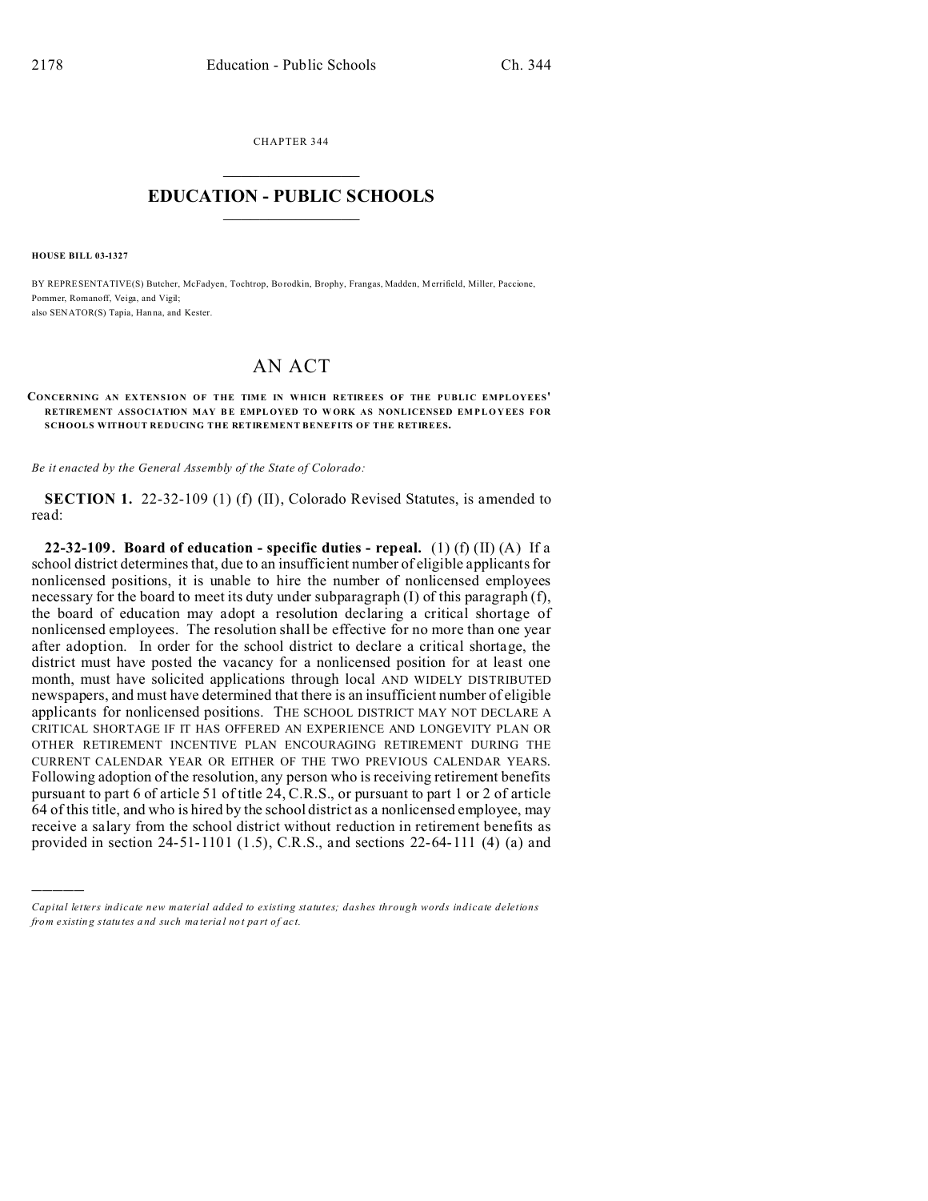CHAPTER 344

# EDUCATION - PUBLIC SCHOOLS

**HOUSE BILL 03-1327**

BY REPRESENTATIVE(S) Butcher, McFadyen, Tochtrop, Borodkin, Brophy, Frangas, Madden, Merrifield, Miller, Paccione, Pommer, Romanoff, Veiga, and Vigil;
also SENATOR(S) Tapia, Hanna, and Kester.

# AN ACT

**CONCERNING AN EXTENSION OF THE TIME IN WHICH RETIREES OF THE PUBLIC EMPLOYEES' RETIREMENT ASSOCIATION MAY BE EMPLOYED TO WORK AS NONLICENSED EMPLOYEES FOR SCHOOLS WITHOUT REDUCING THE RETIREMENT BENEFITS OF THE RETIREES.**

*Be it enacted by the General Assembly of the State of Colorado:*

**SECTION 1.** 22-32-109 (1) (f) (II), Colorado Revised Statutes, is amended to read:

**22-32-109. Board of education - specific duties - repeal.** (1) (f) (II) (A) If a school district determines that, due to an insufficient number of eligible applicants for nonlicensed positions, it is unable to hire the number of nonlicensed employees necessary for the board to meet its duty under subparagraph (I) of this paragraph (f), the board of education may adopt a resolution declaring a critical shortage of nonlicensed employees. The resolution shall be effective for no more than one year after adoption. In order for the school district to declare a critical shortage, the district must have posted the vacancy for a nonlicensed position for at least one month, must have solicited applications through local AND WIDELY DISTRIBUTED newspapers, and must have determined that there is an insufficient number of eligible applicants for nonlicensed positions. THE SCHOOL DISTRICT MAY NOT DECLARE A CRITICAL SHORTAGE IF IT HAS OFFERED AN EXPERIENCE AND LONGEVITY PLAN OR OTHER RETIREMENT INCENTIVE PLAN ENCOURAGING RETIREMENT DURING THE CURRENT CALENDAR YEAR OR EITHER OF THE TWO PREVIOUS CALENDAR YEARS. Following adoption of the resolution, any person who is receiving retirement benefits pursuant to part 6 of article 51 of title 24, C.R.S., or pursuant to part 1 or 2 of article 64 of this title, and who is hired by the school district as a nonlicensed employee, may receive a salary from the school district without reduction in retirement benefits as provided in section 24-51-1101 (1.5), C.R.S., and sections 22-64-111 (4) (a) and

---

*Capital letters indicate new material added to existing statutes; dashes through words indicate deletions from existing statutes and such material not part of act.*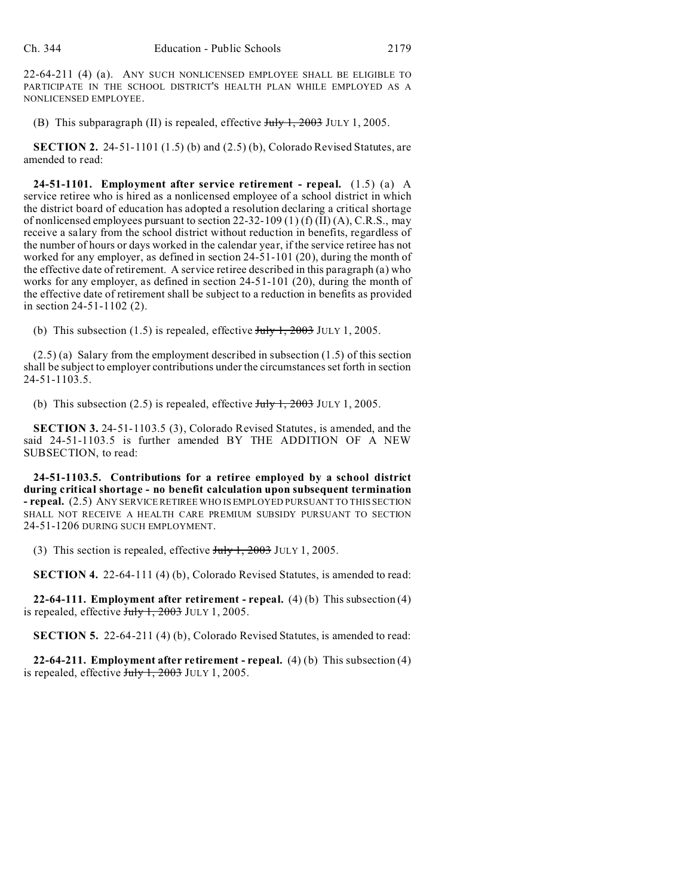22-64-211 (4) (a). ANY SUCH NONLICENSED EMPLOYEE SHALL BE ELIGIBLE TO PARTICIPATE IN THE SCHOOL DISTRICT'S HEALTH PLAN WHILE EMPLOYED AS A NONLICENSED EMPLOYEE.

(B) This subparagraph (II) is repealed, effective ~~July 1, 2003~~ JULY 1, 2005.

**SECTION 2.** 24-51-1101 (1.5) (b) and (2.5) (b), Colorado Revised Statutes, are amended to read:

**24-51-1101. Employment after service retirement - repeal.** (1.5) (a) A service retiree who is hired as a nonlicensed employee of a school district in which the district board of education has adopted a resolution declaring a critical shortage of nonlicensed employees pursuant to section 22-32-109 (1) (f) (II) (A), C.R.S., may receive a salary from the school district without reduction in benefits, regardless of the number of hours or days worked in the calendar year, if the service retiree has not worked for any employer, as defined in section 24-51-101 (20), during the month of the effective date of retirement. A service retiree described in this paragraph (a) who works for any employer, as defined in section 24-51-101 (20), during the month of the effective date of retirement shall be subject to a reduction in benefits as provided in section 24-51-1102 (2).

(b) This subsection (1.5) is repealed, effective ~~July 1, 2003~~ JULY 1, 2005.

(2.5) (a) Salary from the employment described in subsection (1.5) of this section shall be subject to employer contributions under the circumstances set forth in section 24-51-1103.5.

(b) This subsection (2.5) is repealed, effective ~~July 1, 2003~~ JULY 1, 2005.

**SECTION 3.** 24-51-1103.5 (3), Colorado Revised Statutes, is amended, and the said 24-51-1103.5 is further amended BY THE ADDITION OF A NEW SUBSECTION, to read:

**24-51-1103.5. Contributions for a retiree employed by a school district during critical shortage - no benefit calculation upon subsequent termination - repeal.** (2.5) ANY SERVICE RETIREE WHO IS EMPLOYED PURSUANT TO THIS SECTION SHALL NOT RECEIVE A HEALTH CARE PREMIUM SUBSIDY PURSUANT TO SECTION 24-51-1206 DURING SUCH EMPLOYMENT.

(3) This section is repealed, effective ~~July 1, 2003~~ JULY 1, 2005.

**SECTION 4.** 22-64-111 (4) (b), Colorado Revised Statutes, is amended to read:

**22-64-111. Employment after retirement - repeal.** (4) (b) This subsection (4) is repealed, effective ~~July 1, 2003~~ JULY 1, 2005.

**SECTION 5.** 22-64-211 (4) (b), Colorado Revised Statutes, is amended to read:

**22-64-211. Employment after retirement - repeal.** (4) (b) This subsection (4) is repealed, effective ~~July 1, 2003~~ JULY 1, 2005.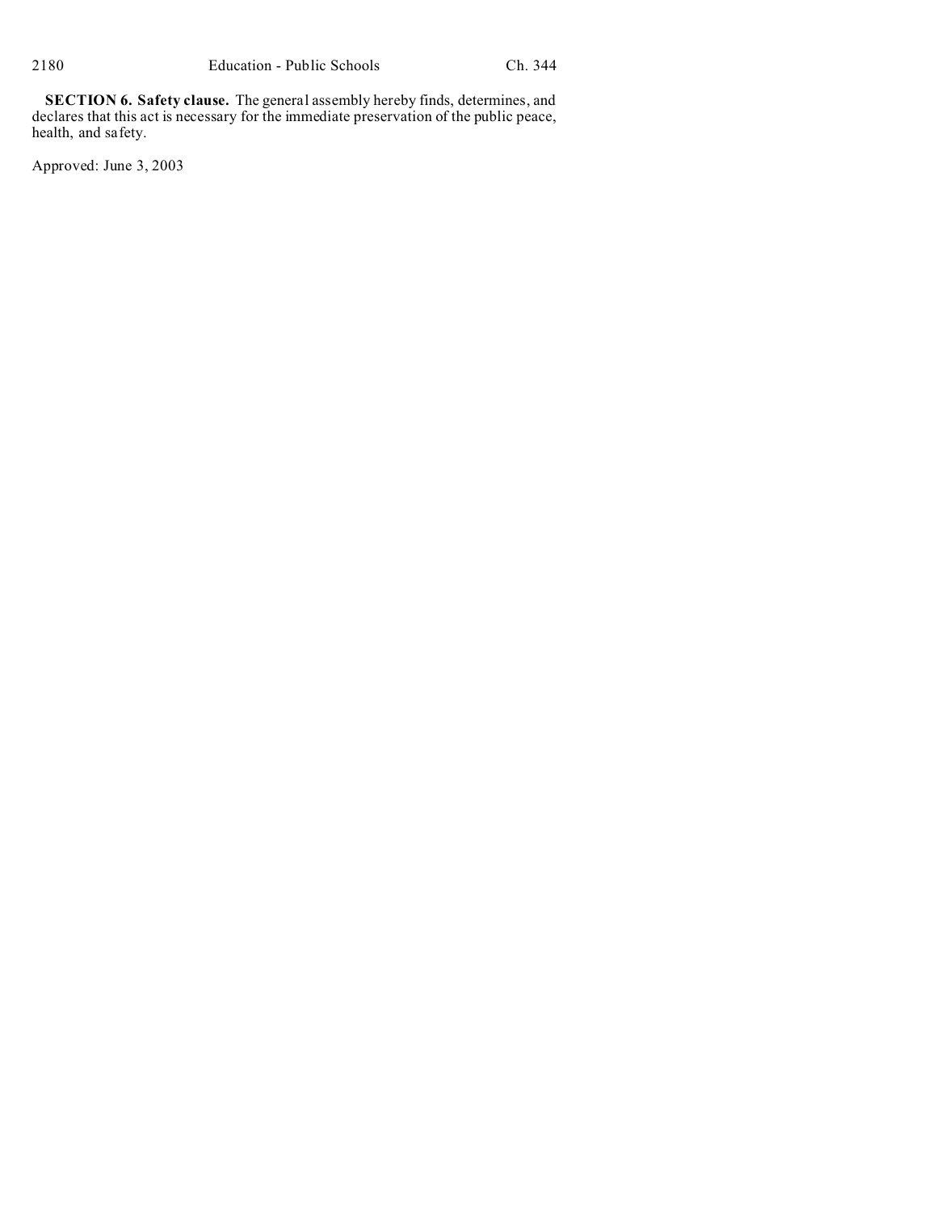**SECTION 6. Safety clause.** The general assembly hereby finds, determines, and declares that this act is necessary for the immediate preservation of the public peace, health, and safety.

Approved: June 3, 2003